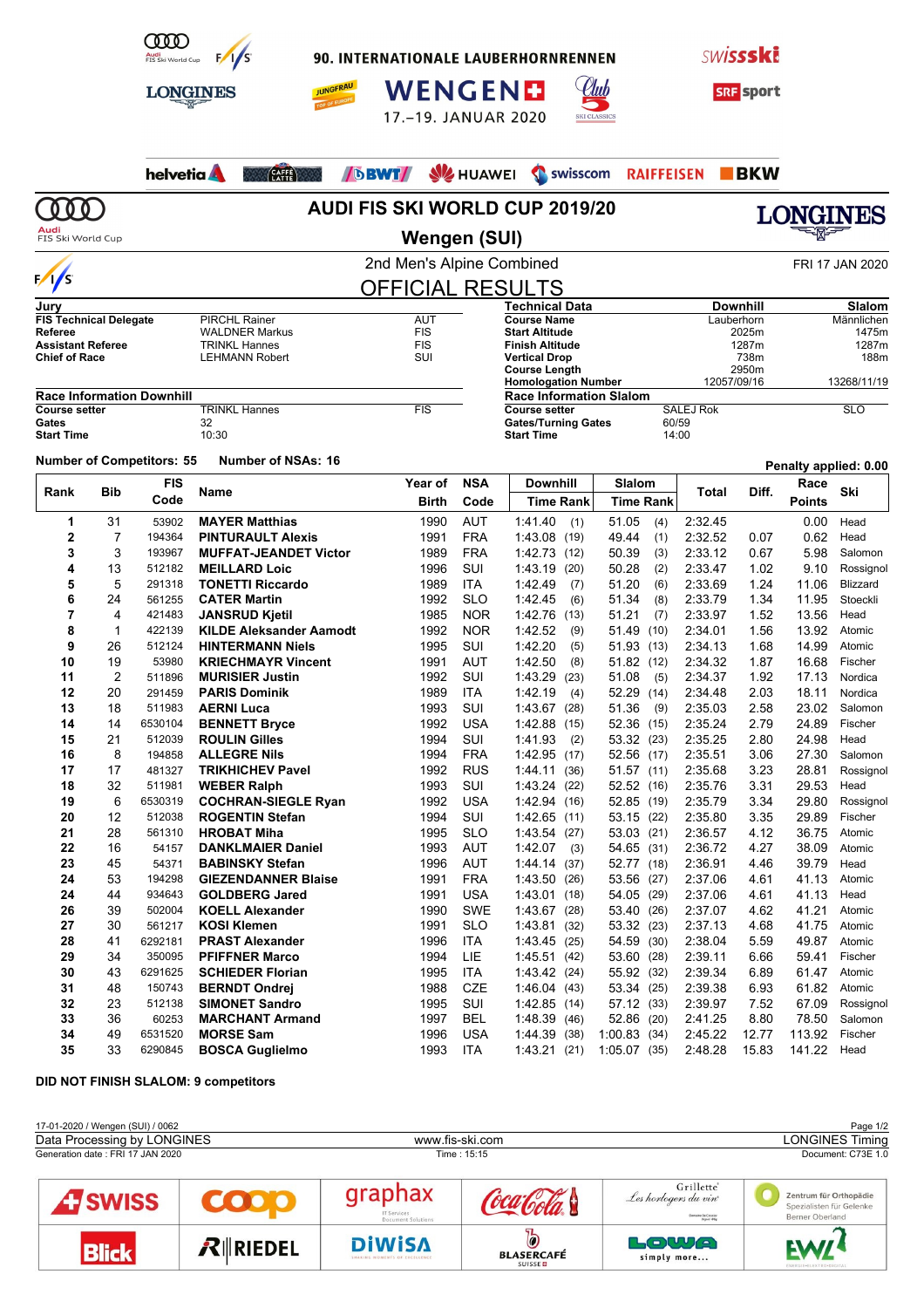90. INTERNATIONALE LAUBERHORNRENNEN

WENGEN

17.–19. JANUAR 2020

# AUDI FIS SKI WORLD CUP 2019/20

## Wengen (SUI)

### 2nd Men's Alpine Combined

FRI 17 JAN 2020

## OFFICIAL RESULTS

| Jury | | |
|---|---|---|
| FIS Technical Delegate | PIRCHL Rainer | AUT |
| Referee | WALDNER Markus | FIS |
| Assistant Referee | TRINKL Hannes | FIS |
| Chief of Race | LEHMANN Robert | SUI |

| Technical Data | Downhill | Slalom |
|---|---|---|
| Course Name | Lauberhorn | Männlichen |
| Start Altitude | 2025m | 1475m |
| Finish Altitude | 1287m | 1287m |
| Vertical Drop | 738m | 188m |
| Course Length | 2950m | |
| Homologation Number | 12057/09/16 | 13268/11/19 |

| Race Information Downhill | | |
|---|---|---|
| Course setter | TRINKL Hannes | FIS |
| Gates | 32 | |
| Start Time | 10:30 | |

| Race Information Slalom | | |
|---|---|---|
| Course setter | SALEJ Rok | SLO |
| Gates/Turning Gates | 60/59 | |
| Start Time | 14:00 | |

Number of Competitors: 55 Number of NSAs: 16

Penalty applied: 0.00

| Rank | Bib | FIS Code | Name | Year of Birth | NSA Code | Downhill Time | Downhill Rank | Slalom Time | Slalom Rank | Total | Diff. | Race Points | Ski |
|---|---|---|---|---|---|---|---|---|---|---|---|---|---|
| 1 | 31 | 53902 | MAYER Matthias | 1990 | AUT | 1:41.40 | (1) | 51.05 | (4) | 2:32.45 | | 0.00 | Head |
| 2 | 7 | 194364 | PINTURAULT Alexis | 1991 | FRA | 1:43.08 | (19) | 49.44 | (1) | 2:32.52 | 0.07 | 0.62 | Head |
| 3 | 3 | 193967 | MUFFAT-JEANDET Victor | 1989 | FRA | 1:42.73 | (12) | 50.39 | (3) | 2:33.12 | 0.67 | 5.98 | Salomon |
| 4 | 13 | 512182 | MEILLARD Loic | 1996 | SUI | 1:43.19 | (20) | 50.28 | (2) | 2:33.47 | 1.02 | 9.10 | Rossignol |
| 5 | 5 | 291318 | TONETTI Riccardo | 1989 | ITA | 1:42.49 | (7) | 51.20 | (6) | 2:33.69 | 1.24 | 11.06 | Blizzard |
| 6 | 24 | 561255 | CATER Martin | 1992 | SLO | 1:42.45 | (6) | 51.34 | (8) | 2:33.79 | 1.34 | 11.95 | Stoeckli |
| 7 | 4 | 421483 | JANSRUD Kjetil | 1985 | NOR | 1:42.76 | (13) | 51.21 | (7) | 2:33.97 | 1.52 | 13.56 | Head |
| 8 | 1 | 422139 | KILDE Aleksander Aamodt | 1992 | NOR | 1:42.52 | (9) | 51.49 | (10) | 2:34.01 | 1.56 | 13.92 | Atomic |
| 9 | 26 | 512124 | HINTERMANN Niels | 1995 | SUI | 1:42.20 | (5) | 51.93 | (13) | 2:34.13 | 1.68 | 14.99 | Atomic |
| 10 | 19 | 53980 | KRIECHMAYR Vincent | 1991 | AUT | 1:42.50 | (8) | 51.82 | (12) | 2:34.32 | 1.87 | 16.68 | Fischer |
| 11 | 2 | 511896 | MURISIER Justin | 1992 | SUI | 1:43.29 | (23) | 51.08 | (5) | 2:34.37 | 1.92 | 17.13 | Nordica |
| 12 | 20 | 291459 | PARIS Dominik | 1989 | ITA | 1:42.19 | (4) | 52.29 | (14) | 2:34.48 | 2.03 | 18.11 | Nordica |
| 13 | 18 | 511983 | AERNI Luca | 1993 | SUI | 1:43.67 | (28) | 51.36 | (9) | 2:35.03 | 2.58 | 23.02 | Salomon |
| 14 | 14 | 6530104 | BENNETT Bryce | 1992 | USA | 1:42.88 | (15) | 52.36 | (15) | 2:35.24 | 2.79 | 24.89 | Fischer |
| 15 | 21 | 512039 | ROULIN Gilles | 1994 | SUI | 1:41.93 | (2) | 53.32 | (23) | 2:35.25 | 2.80 | 24.98 | Head |
| 16 | 8 | 194858 | ALLEGRE Nils | 1994 | FRA | 1:42.95 | (17) | 52.56 | (17) | 2:35.51 | 3.06 | 27.30 | Salomon |
| 17 | 17 | 481327 | TRIKHICHEV Pavel | 1992 | RUS | 1:44.11 | (36) | 51.57 | (11) | 2:35.68 | 3.23 | 28.81 | Rossignol |
| 18 | 32 | 511981 | WEBER Ralph | 1993 | SUI | 1:43.24 | (22) | 52.52 | (16) | 2:35.76 | 3.31 | 29.53 | Head |
| 19 | 6 | 6530319 | COCHRAN-SIEGLE Ryan | 1992 | USA | 1:42.94 | (16) | 52.85 | (19) | 2:35.79 | 3.34 | 29.80 | Rossignol |
| 20 | 12 | 512038 | ROGENTIN Stefan | 1994 | SUI | 1:42.65 | (11) | 53.15 | (22) | 2:35.80 | 3.35 | 29.89 | Fischer |
| 21 | 28 | 561310 | HROBAT Miha | 1995 | SLO | 1:43.54 | (27) | 53.03 | (21) | 2:36.57 | 4.12 | 36.75 | Atomic |
| 22 | 16 | 54157 | DANKLMAIER Daniel | 1993 | AUT | 1:42.07 | (3) | 54.65 | (31) | 2:36.72 | 4.27 | 38.09 | Atomic |
| 23 | 45 | 54371 | BABINSKY Stefan | 1996 | AUT | 1:44.14 | (37) | 52.77 | (18) | 2:36.91 | 4.46 | 39.79 | Head |
| 24 | 53 | 194298 | GIEZENDANNER Blaise | 1991 | FRA | 1:43.50 | (26) | 53.56 | (27) | 2:37.06 | 4.61 | 41.13 | Atomic |
| 24 | 44 | 934643 | GOLDBERG Jared | 1991 | USA | 1:43.01 | (18) | 54.05 | (29) | 2:37.06 | 4.61 | 41.13 | Head |
| 26 | 39 | 502004 | KOELL Alexander | 1990 | SWE | 1:43.67 | (28) | 53.40 | (26) | 2:37.07 | 4.62 | 41.21 | Atomic |
| 27 | 30 | 561217 | KOSI Klemen | 1991 | SLO | 1:43.81 | (32) | 53.32 | (23) | 2:37.13 | 4.68 | 41.75 | Atomic |
| 28 | 41 | 6292181 | PRAST Alexander | 1996 | ITA | 1:43.45 | (25) | 54.59 | (30) | 2:38.04 | 5.59 | 49.87 | Atomic |
| 29 | 34 | 350095 | PFIFFNER Marco | 1994 | LIE | 1:45.51 | (42) | 53.60 | (28) | 2:39.11 | 6.66 | 59.41 | Fischer |
| 30 | 43 | 6291625 | SCHIEDER Florian | 1995 | ITA | 1:43.42 | (24) | 55.92 | (32) | 2:39.34 | 6.89 | 61.47 | Atomic |
| 31 | 48 | 150743 | BERNDT Ondrej | 1988 | CZE | 1:46.04 | (43) | 53.34 | (25) | 2:39.38 | 6.93 | 61.82 | Atomic |
| 32 | 23 | 512138 | SIMONET Sandro | 1995 | SUI | 1:42.85 | (14) | 57.12 | (33) | 2:39.97 | 7.52 | 67.09 | Rossignol |
| 33 | 36 | 60253 | MARCHANT Armand | 1997 | BEL | 1:48.39 | (46) | 52.86 | (20) | 2:41.25 | 8.80 | 78.50 | Salomon |
| 34 | 49 | 6531520 | MORSE Sam | 1996 | USA | 1:44.39 | (38) | 1:00.83 | (34) | 2:45.22 | 12.77 | 113.92 | Fischer |
| 35 | 33 | 6290845 | BOSCA Guglielmo | 1993 | ITA | 1:43.21 | (21) | 1:05.07 | (35) | 2:48.28 | 15.83 | 141.22 | Head |

**DID NOT FINISH SLALOM: 9 competitors**

17-01-2020 / Wengen (SUI) / 0062

Data Processing by LONGINES — www.fis-ski.com — LONGINES Timing

Generation date : FRI 17 JAN 2020 — Time : 15:15 — Document: C73E 1.0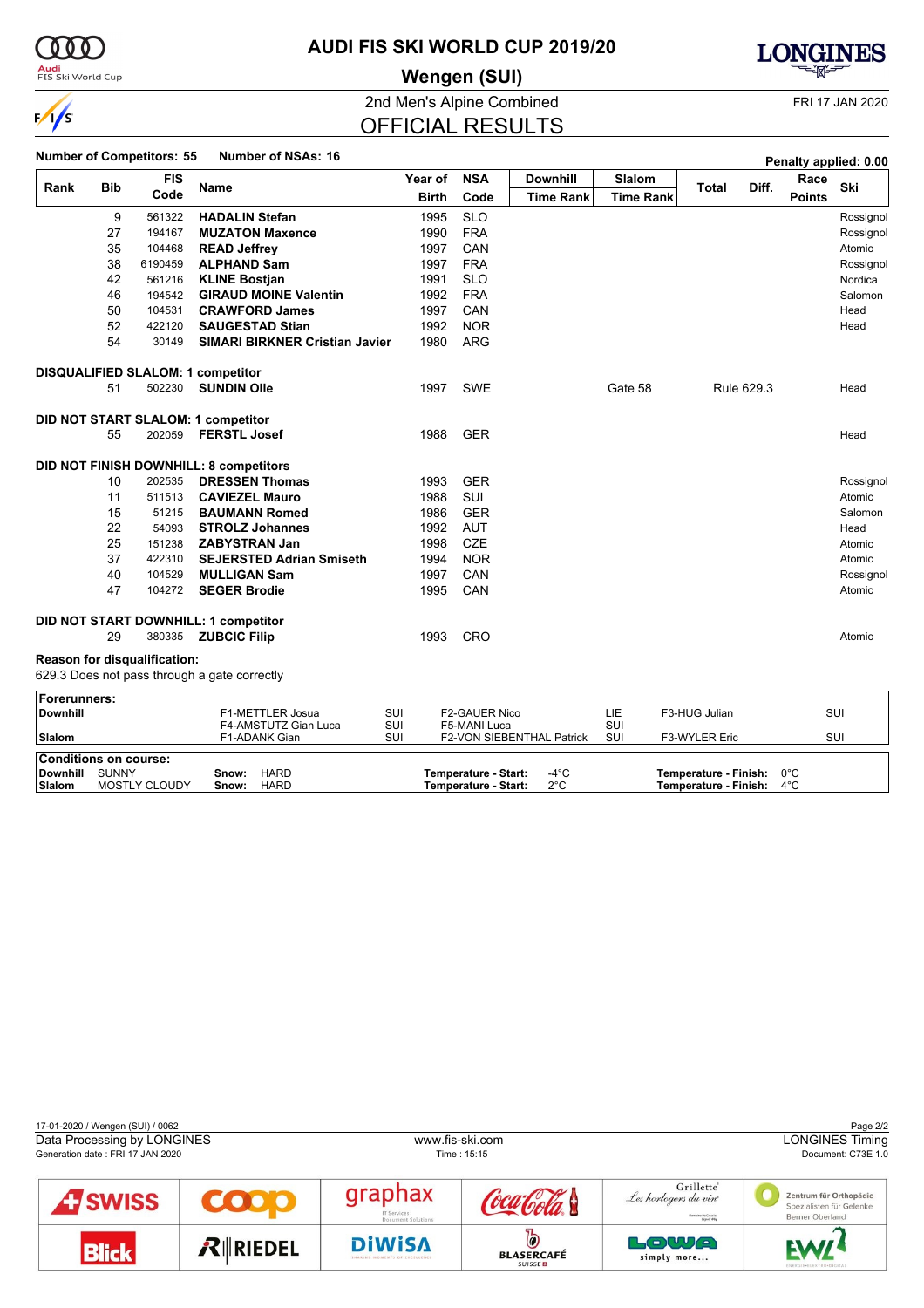# AUDI FIS SKI WORLD CUP 2019/20

## Wengen (SUI)

2nd Men's Alpine Combined

FRI 17 JAN 2020

## OFFICIAL RESULTS

**Number of Competitors: 55** **Number of NSAs: 16** **Penalty applied: 0.00**

| Rank | Bib | FIS Code | Name | Year of Birth | NSA Code | Downhill Time Rank | Slalom Time Rank | Total | Diff. | Race Points | Ski |
|---|---|---|---|---|---|---|---|---|---|---|---|
| | 9 | 561322 | **HADALIN Stefan** | 1995 | SLO | | | | | | Rossignol |
| | 27 | 194167 | **MUZATON Maxence** | 1990 | FRA | | | | | | Rossignol |
| | 35 | 104468 | **READ Jeffrey** | 1997 | CAN | | | | | | Atomic |
| | 38 | 6190459 | **ALPHAND Sam** | 1997 | FRA | | | | | | Rossignol |
| | 42 | 561216 | **KLINE Bostjan** | 1991 | SLO | | | | | | Nordica |
| | 46 | 194542 | **GIRAUD MOINE Valentin** | 1992 | FRA | | | | | | Salomon |
| | 50 | 104531 | **CRAWFORD James** | 1997 | CAN | | | | | | Head |
| | 52 | 422120 | **SAUGESTAD Stian** | 1992 | NOR | | | | | | Head |
| | 54 | 30149 | **SIMARI BIRKNER Cristian Javier** | 1980 | ARG | | | | | | |
| **DISQUALIFIED SLALOM: 1 competitor** | | | | | | | | | | | |
| | 51 | 502230 | **SUNDIN Olle** | 1997 | SWE | | Gate 58 | | Rule 629.3 | | Head |
| **DID NOT START SLALOM: 1 competitor** | | | | | | | | | | | |
| | 55 | 202059 | **FERSTL Josef** | 1988 | GER | | | | | | Head |
| **DID NOT FINISH DOWNHILL: 8 competitors** | | | | | | | | | | | |
| | 10 | 202535 | **DRESSEN Thomas** | 1993 | GER | | | | | | Rossignol |
| | 11 | 511513 | **CAVIEZEL Mauro** | 1988 | SUI | | | | | | Atomic |
| | 15 | 51215 | **BAUMANN Romed** | 1986 | GER | | | | | | Salomon |
| | 22 | 54093 | **STROLZ Johannes** | 1992 | AUT | | | | | | Head |
| | 25 | 151238 | **ZABYSTRAN Jan** | 1998 | CZE | | | | | | Atomic |
| | 37 | 422310 | **SEJERSTED Adrian Smiseth** | 1994 | NOR | | | | | | Atomic |
| | 40 | 104529 | **MULLIGAN Sam** | 1997 | CAN | | | | | | Rossignol |
| | 47 | 104272 | **SEGER Brodie** | 1995 | CAN | | | | | | Atomic |
| **DID NOT START DOWNHILL: 1 competitor** | | | | | | | | | | | |
| | 29 | 380335 | **ZUBCIC Filip** | 1993 | CRO | | | | | | Atomic |

**Reason for disqualification:**

629.3 Does not pass through a gate correctly

| **Forerunners:** | | | | | | |
|---|---|---|---|---|---|---|
| **Downhill** | F1-METTLER Josua | SUI | F2-GAUER Nico | LIE | F3-HUG Julian | SUI |
| | F4-AMSTUTZ Gian Luca | SUI | F5-MANI Luca | SUI | | |
| **Slalom** | F1-ADANK Gian | SUI | F2-VON SIEBENTHAL Patrick | SUI | F3-WYLER Eric | SUI |

| **Conditions on course:** | | | | |
|---|---|---|---|---|
| **Downhill** | SUNNY | **Snow:** HARD | **Temperature - Start:** -4°C | **Temperature - Finish:** 0°C |
| **Slalom** | MOSTLY CLOUDY | **Snow:** HARD | **Temperature - Start:** 2°C | **Temperature - Finish:** 4°C |

17-01-2020 / Wengen (SUI) / 0062

Data Processing by LONGINES — www.fis-ski.com — LONGINES Timing

Generation date : FRI 17 JAN 2020 — Time : 15:15 — Document: C73E 1.0